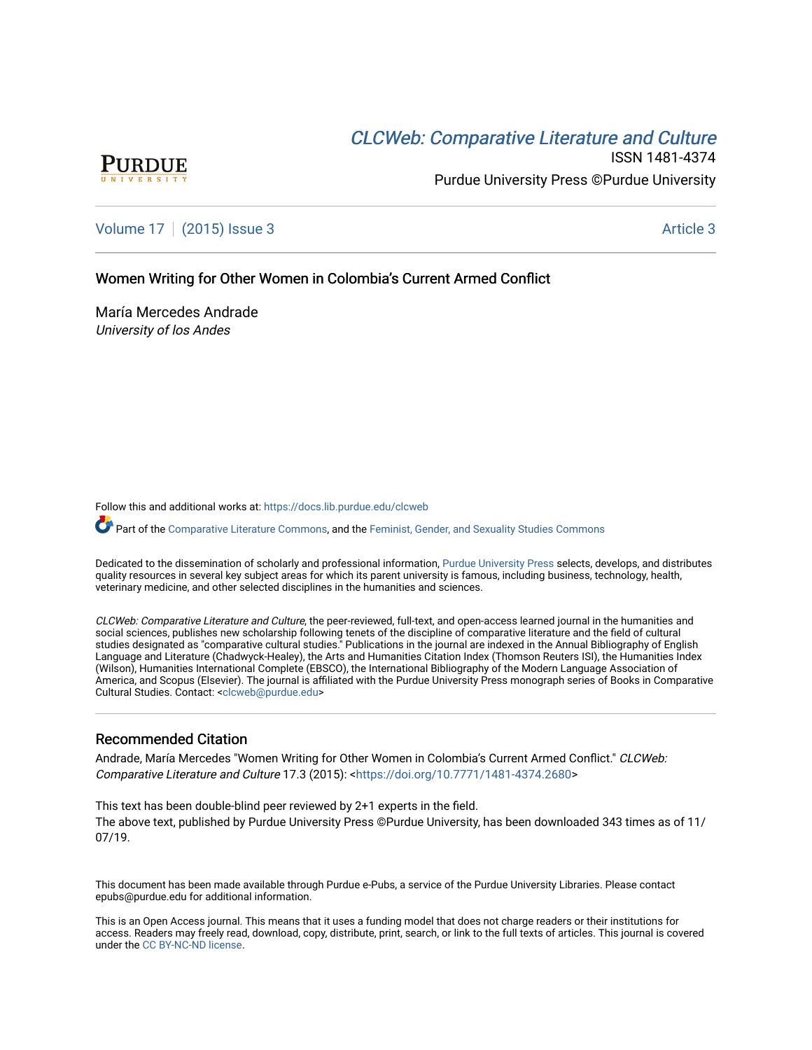# *CLCWeb: Comparative Literature and Culture*

ISSN 1481-4374

Purdue University Press ©Purdue University

Volume 17 | (2015) Issue 3 — Article 3

## Women Writing for Other Women in Colombia's Current Armed Conflict

María Mercedes Andrade
*University of los Andes*

Follow this and additional works at: https://docs.lib.purdue.edu/clcweb

Part of the Comparative Literature Commons, and the Feminist, Gender, and Sexuality Studies Commons

Dedicated to the dissemination of scholarly and professional information, Purdue University Press selects, develops, and distributes quality resources in several key subject areas for which its parent university is famous, including business, technology, health, veterinary medicine, and other selected disciplines in the humanities and sciences.

*CLCWeb: Comparative Literature and Culture*, the peer-reviewed, full-text, and open-access learned journal in the humanities and social sciences, publishes new scholarship following tenets of the discipline of comparative literature and the field of cultural studies designated as "comparative cultural studies." Publications in the journal are indexed in the Annual Bibliography of English Language and Literature (Chadwyck-Healey), the Arts and Humanities Citation Index (Thomson Reuters ISI), the Humanities Index (Wilson), Humanities International Complete (EBSCO), the International Bibliography of the Modern Language Association of America, and Scopus (Elsevier). The journal is affiliated with the Purdue University Press monograph series of Books in Comparative Cultural Studies. Contact: <clcweb@purdue.edu>

### Recommended Citation

Andrade, María Mercedes "Women Writing for Other Women in Colombia's Current Armed Conflict." *CLCWeb: Comparative Literature and Culture* 17.3 (2015): <https://doi.org/10.7771/1481-4374.2680>

This text has been double-blind peer reviewed by 2+1 experts in the field.
The above text, published by Purdue University Press ©Purdue University, has been downloaded 343 times as of 11/07/19.

This document has been made available through Purdue e-Pubs, a service of the Purdue University Libraries. Please contact epubs@purdue.edu for additional information.

This is an Open Access journal. This means that it uses a funding model that does not charge readers or their institutions for access. Readers may freely read, download, copy, distribute, print, search, or link to the full texts of articles. This journal is covered under the CC BY-NC-ND license.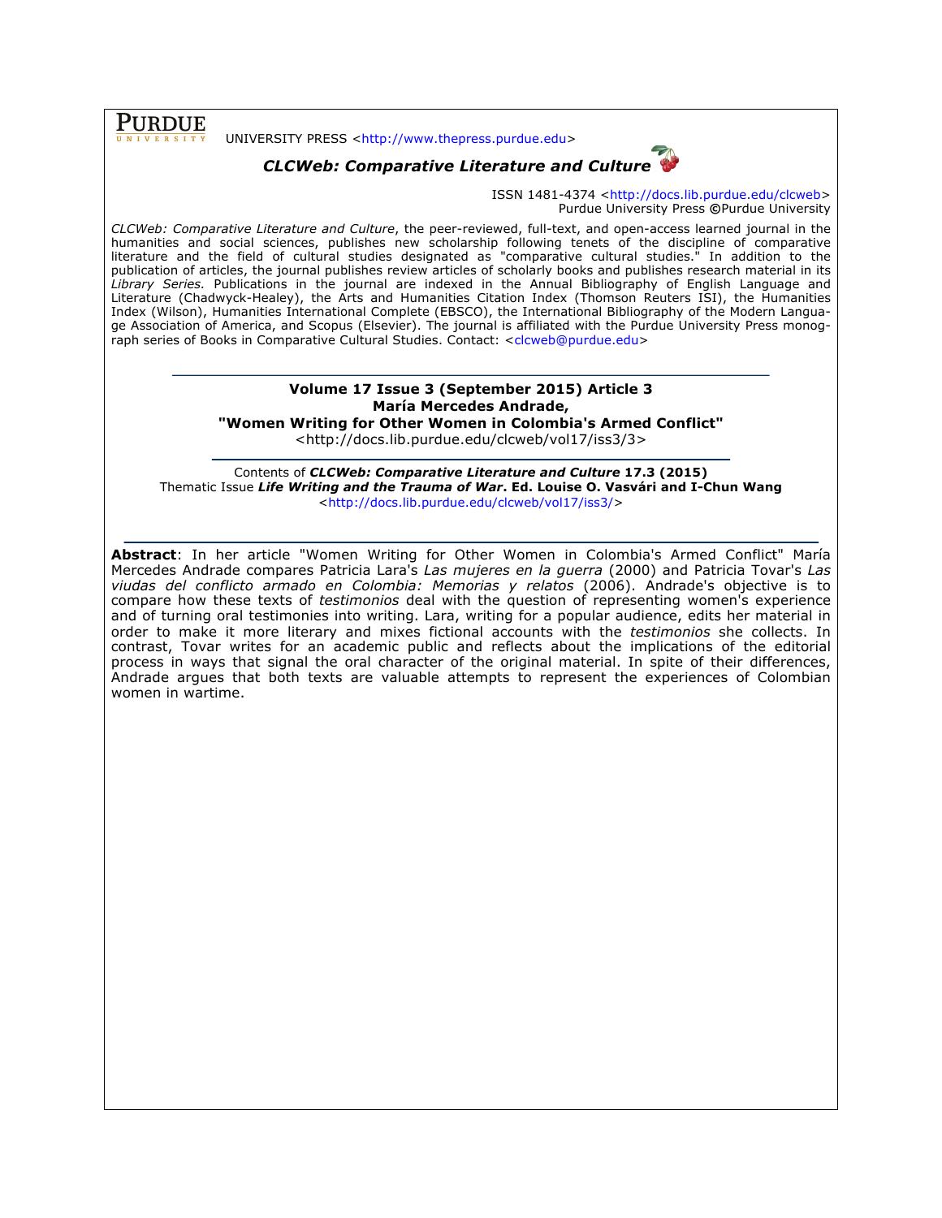**PURDUE** UNIVERSITY

UNIVERSITY PRESS <http://www.thepress.purdue.edu>

***CLCWeb: Comparative Literature and Culture***

ISSN 1481-4374 <http://docs.lib.purdue.edu/clcweb>
Purdue University Press ©Purdue University

*CLCWeb: Comparative Literature and Culture*, the peer-reviewed, full-text, and open-access learned journal in the humanities and social sciences, publishes new scholarship following tenets of the discipline of comparative literature and the field of cultural studies designated as "comparative cultural studies." In addition to the publication of articles, the journal publishes review articles of scholarly books and publishes research material in its *Library Series.* Publications in the journal are indexed in the Annual Bibliography of English Language and Literature (Chadwyck-Healey), the Arts and Humanities Citation Index (Thomson Reuters ISI), the Humanities Index (Wilson), Humanities International Complete (EBSCO), the International Bibliography of the Modern Language Association of America, and Scopus (Elsevier). The journal is affiliated with the Purdue University Press monograph series of Books in Comparative Cultural Studies. Contact: <clcweb@purdue.edu>

**Volume 17 Issue 3 (September 2015) Article 3**
**María Mercedes Andrade,**
**"Women Writing for Other Women in Colombia's Armed Conflict"**
<http://docs.lib.purdue.edu/clcweb/vol17/iss3/3>

Contents of ***CLCWeb: Comparative Literature and Culture*** **17.3 (2015)**
Thematic Issue ***Life Writing and the Trauma of War*****. Ed. Louise O. Vasvári and I-Chun Wang**
<http://docs.lib.purdue.edu/clcweb/vol17/iss3/>

**Abstract**: In her article "Women Writing for Other Women in Colombia's Armed Conflict" María Mercedes Andrade compares Patricia Lara's *Las mujeres en la guerra* (2000) and Patricia Tovar's *Las viudas del conflicto armado en Colombia: Memorias y relatos* (2006). Andrade's objective is to compare how these texts of *testimonios* deal with the question of representing women's experience and of turning oral testimonies into writing. Lara, writing for a popular audience, edits her material in order to make it more literary and mixes fictional accounts with the *testimonios* she collects. In contrast, Tovar writes for an academic public and reflects about the implications of the editorial process in ways that signal the oral character of the original material. In spite of their differences, Andrade argues that both texts are valuable attempts to represent the experiences of Colombian women in wartime.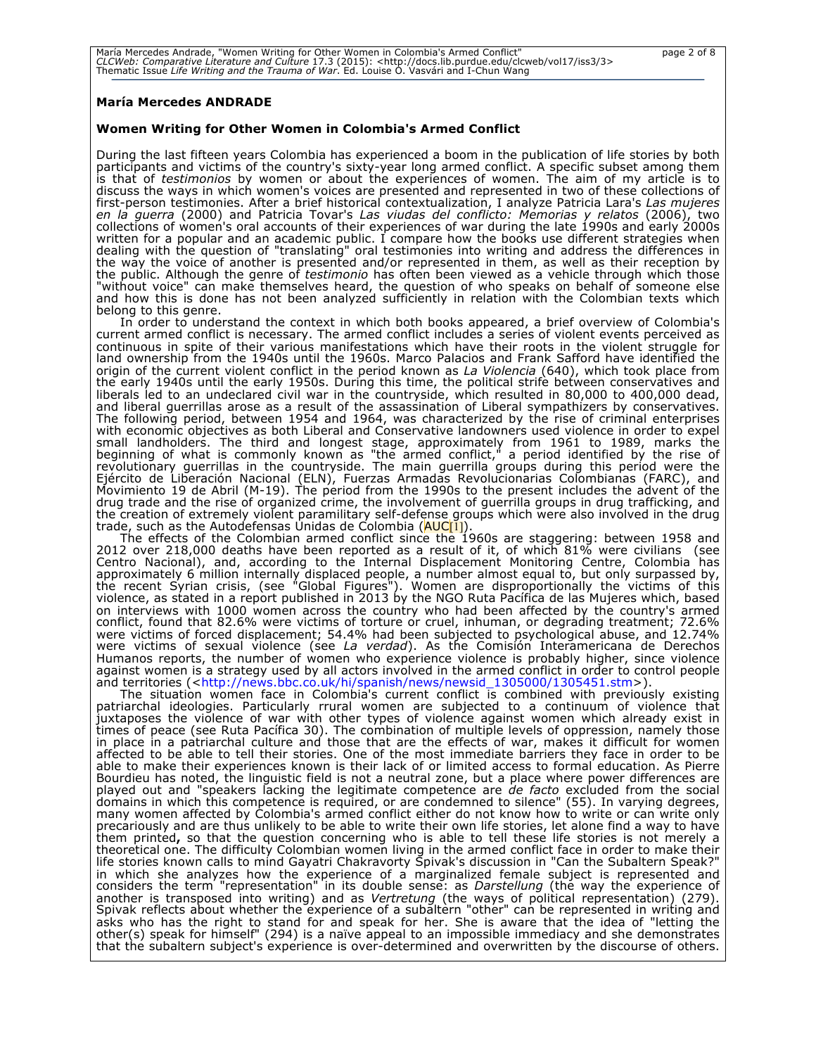**María Mercedes ANDRADE**

**Women Writing for Other Women in Colombia's Armed Conflict**

During the last fifteen years Colombia has experienced a boom in the publication of life stories by both participants and victims of the country's sixty-year long armed conflict. A specific subset among them is that of *testimonios* by women or about the experiences of women. The aim of my article is to discuss the ways in which women's voices are presented and represented in two of these collections of first-person testimonies. After a brief historical contextualization, I analyze Patricia Lara's *Las mujeres en la guerra* (2000) and Patricia Tovar's *Las viudas del conflicto: Memorias y relatos* (2006), two collections of women's oral accounts of their experiences of war during the late 1990s and early 2000s written for a popular and an academic public. I compare how the books use different strategies when dealing with the question of "translating" oral testimonies into writing and address the differences in the way the voice of another is presented and/or represented in them, as well as their reception by the public. Although the genre of *testimonio* has often been viewed as a vehicle through which those "without voice" can make themselves heard, the question of who speaks on behalf of someone else and how this is done has not been analyzed sufficiently in relation with the Colombian texts which belong to this genre.

In order to understand the context in which both books appeared, a brief overview of Colombia's current armed conflict is necessary. The armed conflict includes a series of violent events perceived as continuous in spite of their various manifestations which have their roots in the violent struggle for land ownership from the 1940s until the 1960s. Marco Palacios and Frank Safford have identified the origin of the current violent conflict in the period known as *La Violencia* (640), which took place from the early 1940s until the early 1950s. During this time, the political strife between conservatives and liberals led to an undeclared civil war in the countryside, which resulted in 80,000 to 400,000 dead, and liberal guerrillas arose as a result of the assassination of Liberal sympathizers by conservatives. The following period, between 1954 and 1964, was characterized by the rise of criminal enterprises with economic objectives as both Liberal and Conservative landowners used violence in order to expel small landholders. The third and longest stage, approximately from 1961 to 1989, marks the beginning of what is commonly known as "the armed conflict," a period identified by the rise of revolutionary guerrillas in the countryside. The main guerrilla groups during this period were the Ejército de Liberación Nacional (ELN), Fuerzas Armadas Revolucionarias Colombianas (FARC), and Movimiento 19 de Abril (M-19). The period from the 1990s to the present includes the advent of the drug trade and the rise of organized crime, the involvement of guerrilla groups in drug trafficking, and the creation of extremely violent paramilitary self-defense groups which were also involved in the drug trade, such as the Autodefensas Unidas de Colombia (AUC[1]).

The effects of the Colombian armed conflict since the 1960s are staggering: between 1958 and 2012 over 218,000 deaths have been reported as a result of it, of which 81% were civilians (see Centro Nacional), and, according to the Internal Displacement Monitoring Centre, Colombia has approximately 6 million internally displaced people, a number almost equal to, but only surpassed by, the recent Syrian crisis, (see "Global Figures"). Women are disproportionally the victims of this violence, as stated in a report published in 2013 by the NGO Ruta Pacífica de las Mujeres which, based on interviews with 1000 women across the country who had been affected by the country's armed conflict, found that 82.6% were victims of torture or cruel, inhuman, or degrading treatment; 72.6% were victims of forced displacement; 54.4% had been subjected to psychological abuse, and 12.74% were victims of sexual violence (see *La verdad*). As the Comisión Interamericana de Derechos Humanos reports, the number of women who experience violence is probably higher, since violence against women is a strategy used by all actors involved in the armed conflict in order to control people and territories (<http://news.bbc.co.uk/hi/spanish/news/newsid_1305000/1305451.stm>).

The situation women face in Colombia's current conflict is combined with previously existing patriarchal ideologies. Particularly rrural women are subjected to a continuum of violence that juxtaposes the violence of war with other types of violence against women which already exist in times of peace (see Ruta Pacífica 30). The combination of multiple levels of oppression, namely those in place in a patriarchal culture and those that are the effects of war, makes it difficult for women affected to be able to tell their stories. One of the most immediate barriers they face in order to be able to make their experiences known is their lack of or limited access to formal education. As Pierre Bourdieu has noted, the linguistic field is not a neutral zone, but a place where power differences are played out and "speakers lacking the legitimate competence are *de facto* excluded from the social domains in which this competence is required, or are condemned to silence" (55). In varying degrees, many women affected by Colombia's armed conflict either do not know how to write or can write only precariously and are thus unlikely to be able to write their own life stories, let alone find a way to have them printed**,** so that the question concerning who is able to tell these life stories is not merely a theoretical one. The difficulty Colombian women living in the armed conflict face in order to make their life stories known calls to mind Gayatri Chakravorty Spivak's discussion in "Can the Subaltern Speak?" in which she analyzes how the experience of a marginalized female subject is represented and considers the term "representation" in its double sense: as *Darstellung* (the way the experience of another is transposed into writing) and as *Vertretung* (the ways of political representation) (279). Spivak reflects about whether the experience of a subaltern "other" can be represented in writing and asks who has the right to stand for and speak for her. She is aware that the idea of "letting the other(s) speak for himself" (294) is a naïve appeal to an impossible immediacy and she demonstrates that the subaltern subject's experience is over-determined and overwritten by the discourse of others.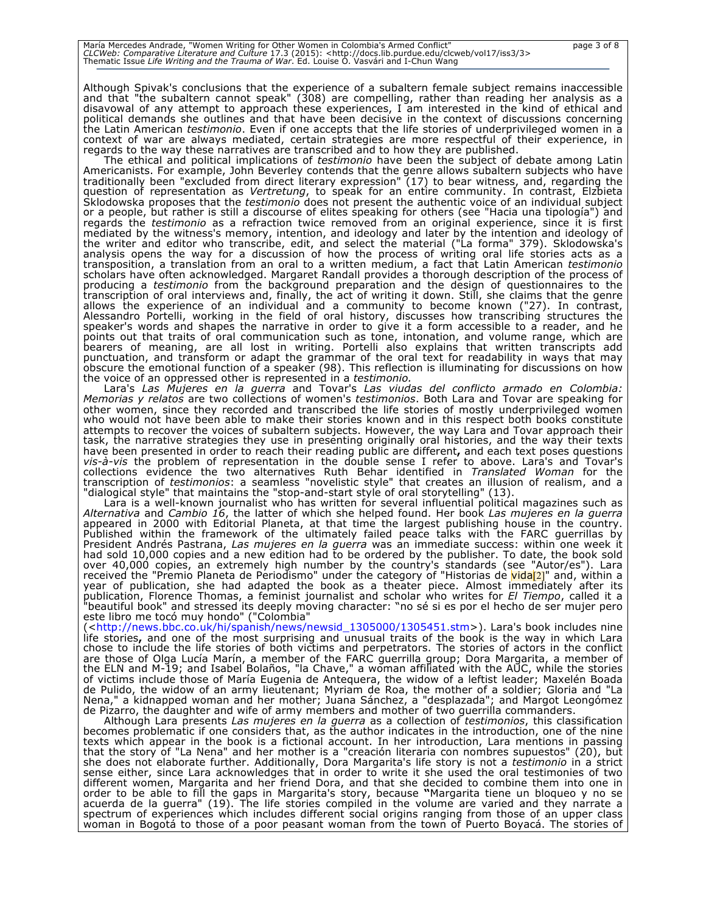Although Spivak's conclusions that the experience of a subaltern female subject remains inaccessible and that "the subaltern cannot speak" (308) are compelling, rather than reading her analysis as a disavowal of any attempt to approach these experiences, I am interested in the kind of ethical and political demands she outlines and that have been decisive in the context of discussions concerning the Latin American *testimonio*. Even if one accepts that the life stories of underprivileged women in a context of war are always mediated, certain strategies are more respectful of their experience, in regards to the way these narratives are transcribed and to how they are published.

The ethical and political implications of *testimonio* have been the subject of debate among Latin Americanists. For example, John Beverley contends that the genre allows subaltern subjects who have traditionally been "excluded from direct literary expression" (17) to bear witness, and, regarding the question of representation as *Vertretung*, to speak for an entire community. In contrast, Elzbieta Sklodowska proposes that the *testimonio* does not present the authentic voice of an individual subject or a people, but rather is still a discourse of elites speaking for others (see "Hacia una tipología") and regards the *testimonio* as a refraction twice removed from an original experience, since it is first mediated by the witness's memory, intention, and ideology and later by the intention and ideology of the writer and editor who transcribe, edit, and select the material ("La forma" 379). Sklodowska's analysis opens the way for a discussion of how the process of writing oral life stories acts as a transposition, a translation from an oral to a written medium, a fact that Latin American *testimonio* scholars have often acknowledged. Margaret Randall provides a thorough description of the process of producing a *testimonio* from the background preparation and the design of questionnaires to the transcription of oral interviews and, finally, the act of writing it down. Still, she claims that the genre allows the experience of an individual and a community to become known ("27). In contrast, Alessandro Portelli, working in the field of oral history, discusses how transcribing structures the speaker's words and shapes the narrative in order to give it a form accessible to a reader, and he points out that traits of oral communication such as tone, intonation, and volume range, which are bearers of meaning, are all lost in writing. Portelli also explains that written transcripts add punctuation, and transform or adapt the grammar of the oral text for readability in ways that may obscure the emotional function of a speaker (98). This reflection is illuminating for discussions on how the voice of an oppressed other is represented in a *testimonio.*

Lara's *Las Mujeres en la guerra* and Tovar's *Las viudas del conflicto armado en Colombia: Memorias y relatos* are two collections of women's *testimonios*. Both Lara and Tovar are speaking for other women, since they recorded and transcribed the life stories of mostly underprivileged women who would not have been able to make their stories known and in this respect both books constitute attempts to recover the voices of subaltern subjects. However, the way Lara and Tovar approach their task, the narrative strategies they use in presenting originally oral histories, and the way their texts have been presented in order to reach their reading public are different**,** and each text poses questions *vis-à-vis* the problem of representation in the double sense I refer to above. Lara's and Tovar's collections evidence the two alternatives Ruth Behar identified in *Translated Woman* for the transcription of *testimonios*: a seamless "novelistic style" that creates an illusion of realism, and a "dialogical style" that maintains the "stop-and-start style of oral storytelling" (13).

Lara is a well-known journalist who has written for several influential political magazines such as *Alternativa* and *Cambio 16*, the latter of which she helped found. Her book *Las mujeres en la guerra* appeared in 2000 with Editorial Planeta, at that time the largest publishing house in the country. Published within the framework of the ultimately failed peace talks with the FARC guerrillas by President Andrés Pastrana, *Las mujeres en la guerra* was an immediate success: within one week it had sold 10,000 copies and a new edition had to be ordered by the publisher. To date, the book sold over 40,000 copies, an extremely high number by the country's standards (see "Autor/es"). Lara received the "Premio Planeta de Periodismo" under the category of "Historias de vida[2]" and, within a year of publication, she had adapted the book as a theater piece. Almost immediately after its publication, Florence Thomas, a feminist journalist and scholar who writes for *El Tiempo*, called it a "beautiful book" and stressed its deeply moving character: "no sé si es por el hecho de ser mujer pero este libro me tocó muy hondo" ("Colombia" (<http://news.bbc.co.uk/hi/spanish/news/newsid_1305000/1305451.stm>). Lara's book includes nine life stories**,** and one of the most surprising and unusual traits of the book is the way in which Lara chose to include the life stories of both victims and perpetrators. The stories of actors in the conflict are those of Olga Lucía Marín, a member of the FARC guerrilla group; Dora Margarita, a member of the ELN and M-19; and Isabel Bolaños, "la Chave," a woman affiliated with the AUC, while the stories of victims include those of María Eugenia de Antequera, the widow of a leftist leader; Maxelén Boada de Pulido, the widow of an army lieutenant; Myriam de Roa, the mother of a soldier; Gloria and "La Nena," a kidnapped woman and her mother; Juana Sánchez, a "desplazada"; and Margot Leongómez de Pizarro, the daughter and wife of army members and mother of two guerrilla commanders.

Although Lara presents *Las mujeres en la guerra* as a collection of *testimonios*, this classification becomes problematic if one considers that, as the author indicates in the introduction, one of the nine texts which appear in the book is a fictional account. In her introduction, Lara mentions in passing that the story of "La Nena" and her mother is a "creación literaria con nombres supuestos" (20), but she does not elaborate further. Additionally, Dora Margarita's life story is not a *testimonio* in a strict sense either, since Lara acknowledges that in order to write it she used the oral testimonies of two different women, Margarita and her friend Dora, and that she decided to combine them into one in order to be able to fill the gaps in Margarita's story, because **"**Margarita tiene un bloqueo y no se acuerda de la guerra" (19). The life stories compiled in the volume are varied and they narrate a spectrum of experiences which includes different social origins ranging from those of an upper class woman in Bogotá to those of a poor peasant woman from the town of Puerto Boyacá. The stories of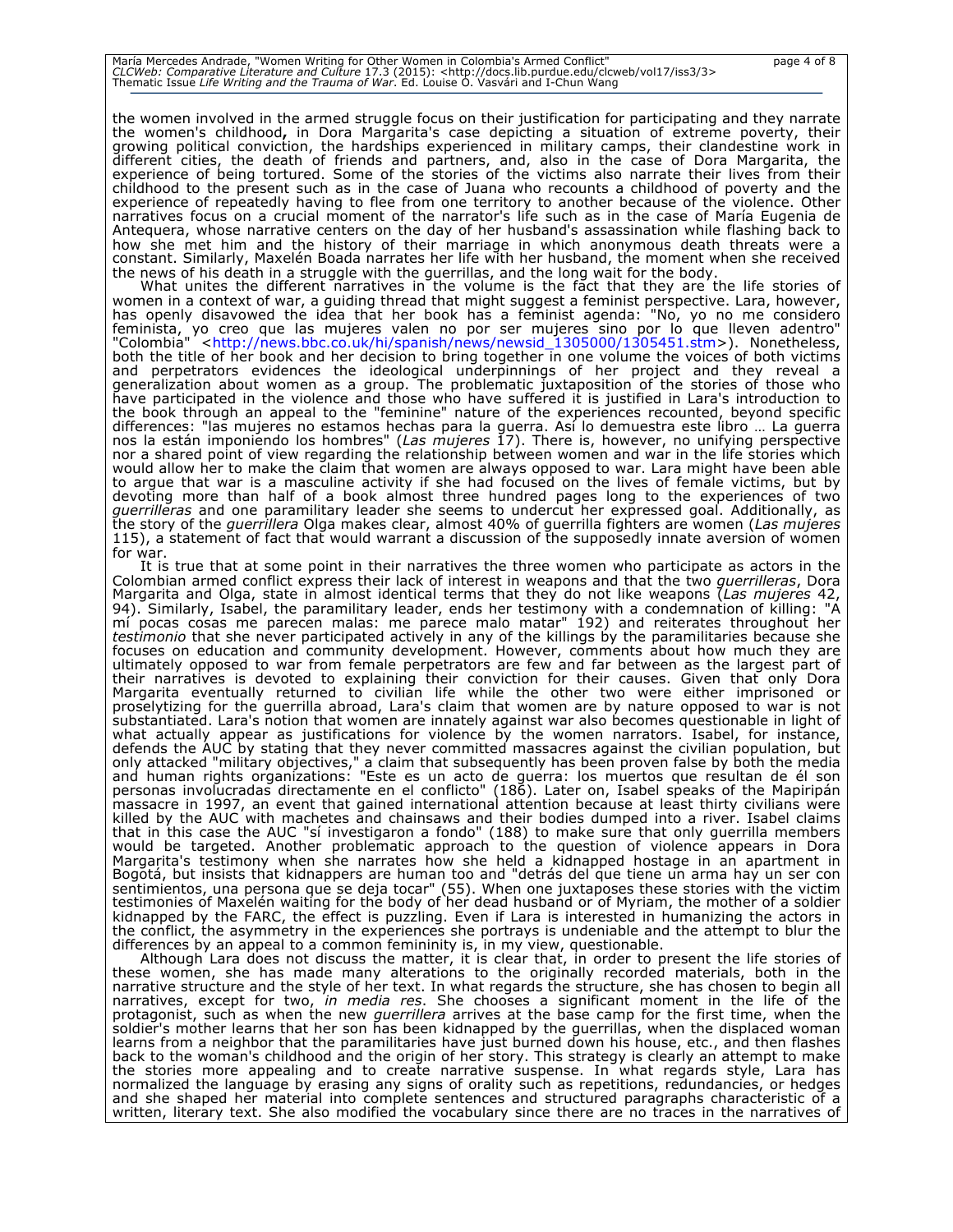the women involved in the armed struggle focus on their justification for participating and they narrate the women's childhood**,** in Dora Margarita's case depicting a situation of extreme poverty, their growing political conviction, the hardships experienced in military camps, their clandestine work in different cities, the death of friends and partners, and, also in the case of Dora Margarita, the experience of being tortured. Some of the stories of the victims also narrate their lives from their childhood to the present such as in the case of Juana who recounts a childhood of poverty and the experience of repeatedly having to flee from one territory to another because of the violence. Other narratives focus on a crucial moment of the narrator's life such as in the case of María Eugenia de Antequera, whose narrative centers on the day of her husband's assassination while flashing back to how she met him and the history of their marriage in which anonymous death threats were a constant. Similarly, Maxelén Boada narrates her life with her husband, the moment when she received the news of his death in a struggle with the guerrillas, and the long wait for the body.

What unites the different narratives in the volume is the fact that they are the life stories of women in a context of war, a guiding thread that might suggest a feminist perspective. Lara, however, has openly disavowed the idea that her book has a feminist agenda: "No, yo no me considero feminista, yo creo que las mujeres valen no por ser mujeres sino por lo que lleven adentro" "Colombia" <http://news.bbc.co.uk/hi/spanish/news/newsid_1305000/1305451.stm>). Nonetheless, both the title of her book and her decision to bring together in one volume the voices of both victims and perpetrators evidences the ideological underpinnings of her project and they reveal a generalization about women as a group. The problematic juxtaposition of the stories of those who have participated in the violence and those who have suffered it is justified in Lara's introduction to the book through an appeal to the "feminine" nature of the experiences recounted, beyond specific differences: "las mujeres no estamos hechas para la guerra. Así lo demuestra este libro … La guerra nos la están imponiendo los hombres" (*Las mujeres* 17). There is, however, no unifying perspective nor a shared point of view regarding the relationship between women and war in the life stories which would allow her to make the claim that women are always opposed to war. Lara might have been able to argue that war is a masculine activity if she had focused on the lives of female victims, but by devoting more than half of a book almost three hundred pages long to the experiences of two *guerrilleras* and one paramilitary leader she seems to undercut her expressed goal. Additionally, as the story of the *guerrillera* Olga makes clear, almost 40% of guerrilla fighters are women (*Las mujeres* 115), a statement of fact that would warrant a discussion of the supposedly innate aversion of women for war.

It is true that at some point in their narratives the three women who participate as actors in the Colombian armed conflict express their lack of interest in weapons and that the two *guerrilleras*, Dora Margarita and Olga, state in almost identical terms that they do not like weapons (*Las mujeres* 42, 94). Similarly, Isabel, the paramilitary leader, ends her testimony with a condemnation of killing: "A mí pocas cosas me parecen malas: me parece malo matar" 192) and reiterates throughout her *testimonio* that she never participated actively in any of the killings by the paramilitaries because she focuses on education and community development. However, comments about how much they are ultimately opposed to war from female perpetrators are few and far between as the largest part of their narratives is devoted to explaining their conviction for their causes. Given that only Dora Margarita eventually returned to civilian life while the other two were either imprisoned or proselytizing for the guerrilla abroad, Lara's claim that women are by nature opposed to war is not substantiated. Lara's notion that women are innately against war also becomes questionable in light of what actually appear as justifications for violence by the women narrators. Isabel, for instance, defends the AUC by stating that they never committed massacres against the civilian population, but only attacked "military objectives," a claim that subsequently has been proven false by both the media and human rights organizations: "Este es un acto de guerra: los muertos que resultan de él son personas involucradas directamente en el conflicto" (186). Later on, Isabel speaks of the Mapiripán massacre in 1997, an event that gained international attention because at least thirty civilians were killed by the AUC with machetes and chainsaws and their bodies dumped into a river. Isabel claims that in this case the AUC "sí investigaron a fondo" (188) to make sure that only guerrilla members would be targeted. Another problematic approach to the question of violence appears in Dora Margarita's testimony when she narrates how she held a kidnapped hostage in an apartment in Bogotá, but insists that kidnappers are human too and "detrás del que tiene un arma hay un ser con sentimientos, una persona que se deja tocar" (55). When one juxtaposes these stories with the victim testimonies of Maxelén waiting for the body of her dead husband or of Myriam, the mother of a soldier kidnapped by the FARC, the effect is puzzling. Even if Lara is interested in humanizing the actors in the conflict, the asymmetry in the experiences she portrays is undeniable and the attempt to blur the differences by an appeal to a common femininity is, in my view, questionable.

Although Lara does not discuss the matter, it is clear that, in order to present the life stories of these women, she has made many alterations to the originally recorded materials, both in the narrative structure and the style of her text. In what regards the structure, she has chosen to begin all narratives, except for two, *in media res*. She chooses a significant moment in the life of the protagonist, such as when the new *guerrillera* arrives at the base camp for the first time, when the soldier's mother learns that her son has been kidnapped by the guerrillas, when the displaced woman learns from a neighbor that the paramilitaries have just burned down his house, etc., and then flashes back to the woman's childhood and the origin of her story. This strategy is clearly an attempt to make the stories more appealing and to create narrative suspense. In what regards style, Lara has normalized the language by erasing any signs of orality such as repetitions, redundancies, or hedges and she shaped her material into complete sentences and structured paragraphs characteristic of a written, literary text. She also modified the vocabulary since there are no traces in the narratives of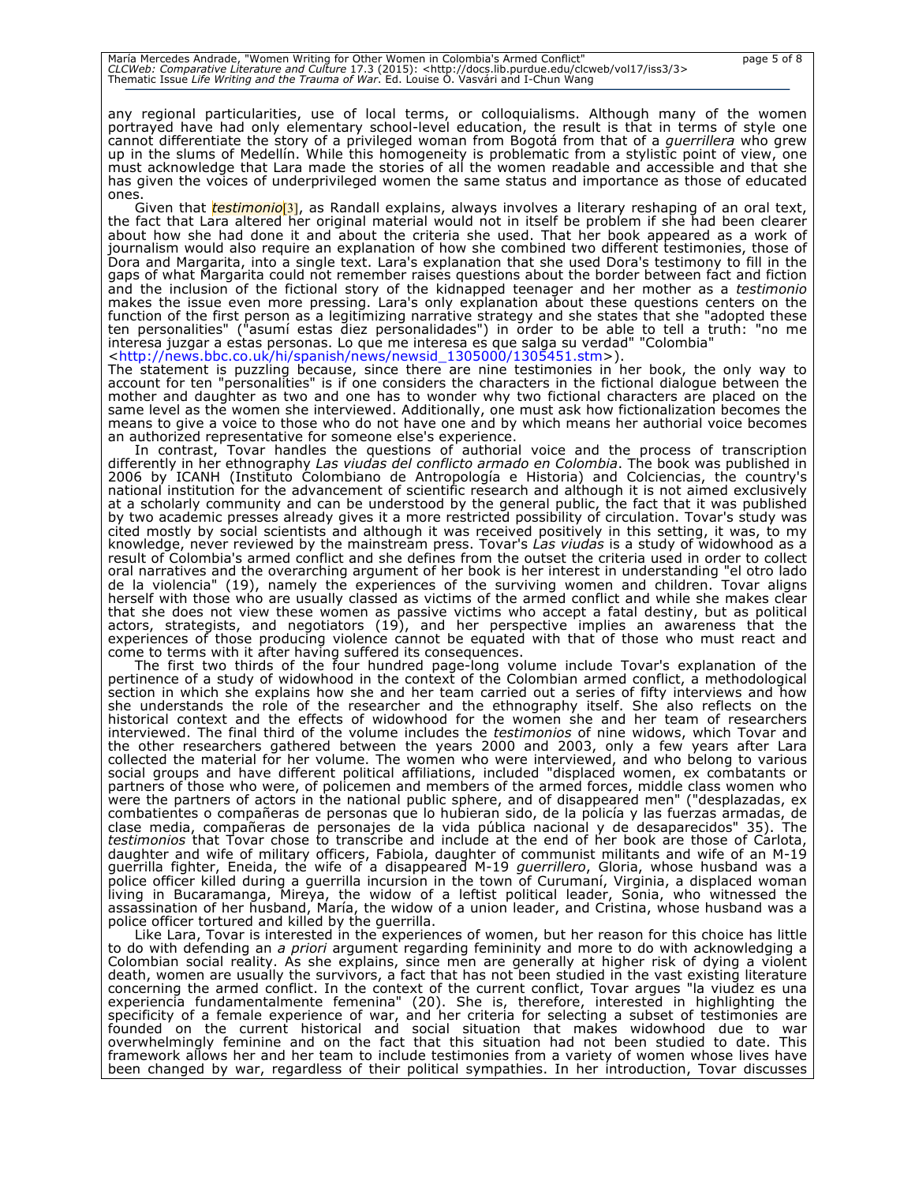any regional particularities, use of local terms, or colloquialisms. Although many of the women portrayed have had only elementary school-level education, the result is that in terms of style one cannot differentiate the story of a privileged woman from Bogotá from that of a *guerrillera* who grew up in the slums of Medellín. While this homogeneity is problematic from a stylistic point of view, one must acknowledge that Lara made the stories of all the women readable and accessible and that she has given the voices of underprivileged women the same status and importance as those of educated ones.

Given that *testimonio*[3], as Randall explains, always involves a literary reshaping of an oral text, the fact that Lara altered her original material would not in itself be problem if she had been clearer about how she had done it and about the criteria she used. That her book appeared as a work of journalism would also require an explanation of how she combined two different testimonies, those of Dora and Margarita, into a single text. Lara's explanation that she used Dora's testimony to fill in the gaps of what Margarita could not remember raises questions about the border between fact and fiction and the inclusion of the fictional story of the kidnapped teenager and her mother as a *testimonio* makes the issue even more pressing. Lara's only explanation about these questions centers on the function of the first person as a legitimizing narrative strategy and she states that she "adopted these ten personalities" ("asumí estas diez personalidades") in order to be able to tell a truth: "no me interesa juzgar a estas personas. Lo que me interesa es que salga su verdad" "Colombia" <http://news.bbc.co.uk/hi/spanish/news/newsid_1305000/1305451.stm>).

The statement is puzzling because, since there are nine testimonies in her book, the only way to account for ten "personalities" is if one considers the characters in the fictional dialogue between the mother and daughter as two and one has to wonder why two fictional characters are placed on the same level as the women she interviewed. Additionally, one must ask how fictionalization becomes the means to give a voice to those who do not have one and by which means her authorial voice becomes an authorized representative for someone else's experience.

In contrast, Tovar handles the questions of authorial voice and the process of transcription differently in her ethnography *Las viudas del conflicto armado en Colombia*. The book was published in 2006 by ICANH (Instituto Colombiano de Antropología e Historia) and Colciencias, the country's national institution for the advancement of scientific research and although it is not aimed exclusively at a scholarly community and can be understood by the general public, the fact that it was published by two academic presses already gives it a more restricted possibility of circulation. Tovar's study was cited mostly by social scientists and although it was received positively in this setting, it was, to my knowledge, never reviewed by the mainstream press. Tovar's *Las viudas* is a study of widowhood as a result of Colombia's armed conflict and she defines from the outset the criteria used in order to collect oral narratives and the overarching argument of her book is her interest in understanding "el otro lado de la violencia" (19), namely the experiences of the surviving women and children. Tovar aligns herself with those who are usually classed as victims of the armed conflict and while she makes clear that she does not view these women as passive victims who accept a fatal destiny, but as political actors, strategists, and negotiators (19), and her perspective implies an awareness that the experiences of those producing violence cannot be equated with that of those who must react and come to terms with it after having suffered its consequences.

The first two thirds of the four hundred page-long volume include Tovar's explanation of the pertinence of a study of widowhood in the context of the Colombian armed conflict, a methodological section in which she explains how she and her team carried out a series of fifty interviews and how she understands the role of the researcher and the ethnography itself. She also reflects on the historical context and the effects of widowhood for the women she and her team of researchers interviewed. The final third of the volume includes the *testimonios* of nine widows, which Tovar and the other researchers gathered between the years 2000 and 2003, only a few years after Lara collected the material for her volume. The women who were interviewed, and who belong to various social groups and have different political affiliations, included "displaced women, ex combatants or partners of those who were, of policemen and members of the armed forces, middle class women who were the partners of actors in the national public sphere, and of disappeared men" ("desplazadas, ex combatientes o compañeras de personas que lo hubieran sido, de la policía y las fuerzas armadas, de clase media, compañeras de personajes de la vida pública nacional y de desaparecidos" 35). The *testimonios* that Tovar chose to transcribe and include at the end of her book are those of Carlota, daughter and wife of military officers, Fabiola, daughter of communist militants and wife of an M-19 guerrilla fighter, Eneida, the wife of a disappeared M-19 *guerrillero*, Gloria, whose husband was a police officer killed during a guerrilla incursion in the town of Curumaní, Virginia, a displaced woman living in Bucaramanga, Mireya, the widow of a leftist political leader, Sonia, who witnessed the assassination of her husband, María, the widow of a union leader, and Cristina, whose husband was a police officer tortured and killed by the guerrilla.

Like Lara, Tovar is interested in the experiences of women, but her reason for this choice has little to do with defending an *a priori* argument regarding femininity and more to do with acknowledging a Colombian social reality. As she explains, since men are generally at higher risk of dying a violent death, women are usually the survivors, a fact that has not been studied in the vast existing literature concerning the armed conflict. In the context of the current conflict, Tovar argues "la viudez es una experiencia fundamentalmente femenina" (20). She is, therefore, interested in highlighting the specificity of a female experience of war, and her criteria for selecting a subset of testimonies are founded on the current historical and social situation that makes widowhood due to war overwhelmingly feminine and on the fact that this situation had not been studied to date. This framework allows her and her team to include testimonies from a variety of women whose lives have been changed by war, regardless of their political sympathies. In her introduction, Tovar discusses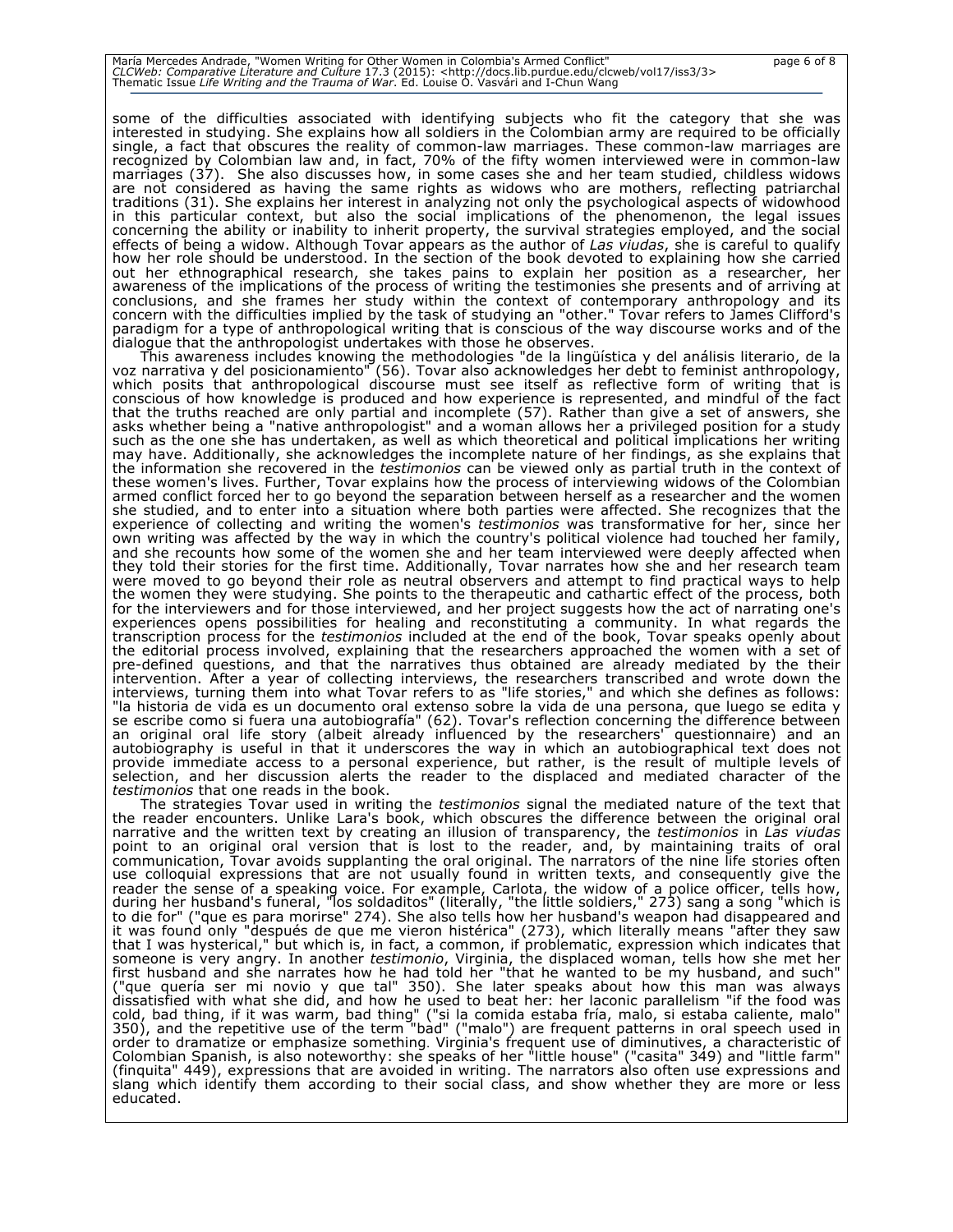some of the difficulties associated with identifying subjects who fit the category that she was interested in studying. She explains how all soldiers in the Colombian army are required to be officially single, a fact that obscures the reality of common-law marriages. These common-law marriages are recognized by Colombian law and, in fact, 70% of the fifty women interviewed were in common-law marriages (37). She also discusses how, in some cases she and her team studied, childless widows are not considered as having the same rights as widows who are mothers, reflecting patriarchal traditions (31). She explains her interest in analyzing not only the psychological aspects of widowhood in this particular context, but also the social implications of the phenomenon, the legal issues concerning the ability or inability to inherit property, the survival strategies employed, and the social effects of being a widow. Although Tovar appears as the author of *Las viudas*, she is careful to qualify how her role should be understood. In the section of the book devoted to explaining how she carried out her ethnographical research, she takes pains to explain her position as a researcher, her awareness of the implications of the process of writing the testimonies she presents and of arriving at conclusions, and she frames her study within the context of contemporary anthropology and its concern with the difficulties implied by the task of studying an "other." Tovar refers to James Clifford's paradigm for a type of anthropological writing that is conscious of the way discourse works and of the dialogue that the anthropologist undertakes with those he observes.

This awareness includes knowing the methodologies "de la lingüística y del análisis literario, de la voz narrativa y del posicionamiento" (56). Tovar also acknowledges her debt to feminist anthropology, which posits that anthropological discourse must see itself as reflective form of writing that is conscious of how knowledge is produced and how experience is represented, and mindful of the fact that the truths reached are only partial and incomplete (57). Rather than give a set of answers, she asks whether being a "native anthropologist" and a woman allows her a privileged position for a study such as the one she has undertaken, as well as which theoretical and political implications her writing may have. Additionally, she acknowledges the incomplete nature of her findings, as she explains that the information she recovered in the *testimonios* can be viewed only as partial truth in the context of these women's lives. Further, Tovar explains how the process of interviewing widows of the Colombian armed conflict forced her to go beyond the separation between herself as a researcher and the women she studied, and to enter into a situation where both parties were affected. She recognizes that the experience of collecting and writing the women's *testimonios* was transformative for her, since her own writing was affected by the way in which the country's political violence had touched her family, and she recounts how some of the women she and her team interviewed were deeply affected when they told their stories for the first time. Additionally, Tovar narrates how she and her research team were moved to go beyond their role as neutral observers and attempt to find practical ways to help the women they were studying. She points to the therapeutic and cathartic effect of the process, both for the interviewers and for those interviewed, and her project suggests how the act of narrating one's experiences opens possibilities for healing and reconstituting a community. In what regards the transcription process for the *testimonios* included at the end of the book, Tovar speaks openly about the editorial process involved, explaining that the researchers approached the women with a set of pre-defined questions, and that the narratives thus obtained are already mediated by the their intervention. After a year of collecting interviews, the researchers transcribed and wrote down the interviews, turning them into what Tovar refers to as "life stories," and which she defines as follows: "la historia de vida es un documento oral extenso sobre la vida de una persona, que luego se edita y se escribe como si fuera una autobiografía" (62). Tovar's reflection concerning the difference between an original oral life story (albeit already influenced by the researchers' questionnaire) and an autobiography is useful in that it underscores the way in which an autobiographical text does not provide immediate access to a personal experience, but rather, is the result of multiple levels of selection, and her discussion alerts the reader to the displaced and mediated character of the *testimonios* that one reads in the book.

The strategies Tovar used in writing the *testimonios* signal the mediated nature of the text that the reader encounters. Unlike Lara's book, which obscures the difference between the original oral narrative and the written text by creating an illusion of transparency, the *testimonios* in *Las viudas* point to an original oral version that is lost to the reader, and, by maintaining traits of oral communication, Tovar avoids supplanting the oral original. The narrators of the nine life stories often use colloquial expressions that are not usually found in written texts, and consequently give the reader the sense of a speaking voice. For example, Carlota, the widow of a police officer, tells how, during her husband's funeral, "los soldaditos" (literally, "the little soldiers," 273) sang a song "which is to die for" ("que es para morirse" 274). She also tells how her husband's weapon had disappeared and it was found only "después de que me vieron histérica" (273), which literally means "after they saw that I was hysterical," but which is, in fact, a common, if problematic, expression which indicates that someone is very angry. In another *testimonio*, Virginia, the displaced woman, tells how she met her first husband and she narrates how he had told her "that he wanted to be my husband, and such" ("que quería ser mi novio y que tal" 350). She later speaks about how this man was always dissatisfied with what she did, and how he used to beat her: her laconic parallelism "if the food was cold, bad thing, if it was warm, bad thing" ("si la comida estaba fría, malo, si estaba caliente, malo" 350), and the repetitive use of the term "bad" ("malo") are frequent patterns in oral speech used in order to dramatize or emphasize something. Virginia's frequent use of diminutives, a characteristic of Colombian Spanish, is also noteworthy: she speaks of her "little house" ("casita" 349) and "little farm" (finquita" 449), expressions that are avoided in writing. The narrators also often use expressions and slang which identify them according to their social class, and show whether they are more or less educated.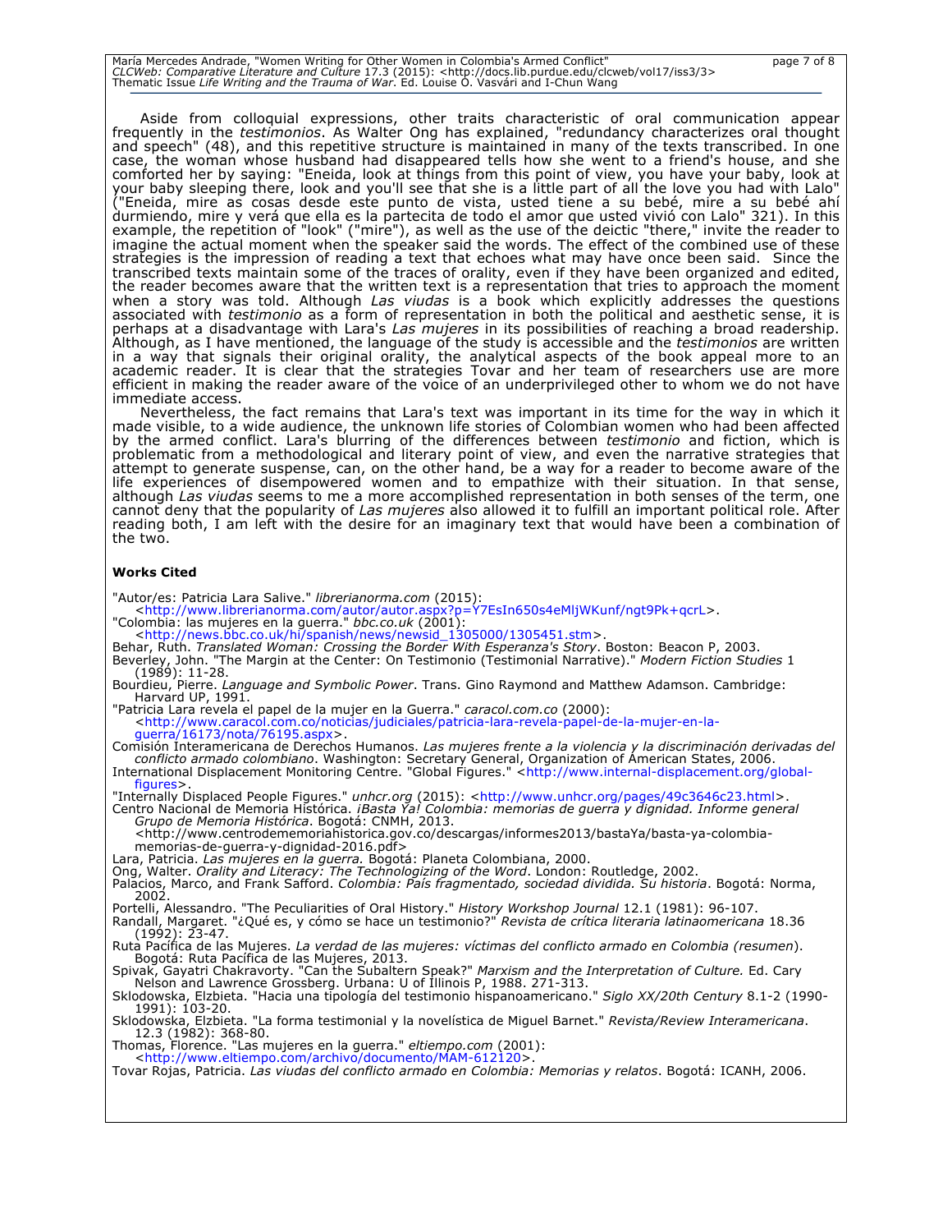Aside from colloquial expressions, other traits characteristic of oral communication appear frequently in the *testimonios*. As Walter Ong has explained, "redundancy characterizes oral thought and speech" (48), and this repetitive structure is maintained in many of the texts transcribed. In one case, the woman whose husband had disappeared tells how she went to a friend's house, and she comforted her by saying: "Eneida, look at things from this point of view, you have your baby, look at your baby sleeping there, look and you'll see that she is a little part of all the love you had with Lalo" ("Eneida, mire as cosas desde este punto de vista, usted tiene a su bebé, mire a su bebé ahí durmiendo, mire y verá que ella es la partecita de todo el amor que usted vivió con Lalo" 321). In this example, the repetition of "look" ("mire"), as well as the use of the deictic "there," invite the reader to imagine the actual moment when the speaker said the words. The effect of the combined use of these strategies is the impression of reading a text that echoes what may have once been said. Since the transcribed texts maintain some of the traces of orality, even if they have been organized and edited, the reader becomes aware that the written text is a representation that tries to approach the moment when a story was told. Although *Las viudas* is a book which explicitly addresses the questions associated with *testimonio* as a form of representation in both the political and aesthetic sense, it is perhaps at a disadvantage with Lara's *Las mujeres* in its possibilities of reaching a broad readership. Although, as I have mentioned, the language of the study is accessible and the *testimonios* are written in a way that signals their original orality, the analytical aspects of the book appeal more to an academic reader. It is clear that the strategies Tovar and her team of researchers use are more efficient in making the reader aware of the voice of an underprivileged other to whom we do not have immediate access.

Nevertheless, the fact remains that Lara's text was important in its time for the way in which it made visible, to a wide audience, the unknown life stories of Colombian women who had been affected by the armed conflict. Lara's blurring of the differences between *testimonio* and fiction, which is problematic from a methodological and literary point of view, and even the narrative strategies that attempt to generate suspense, can, on the other hand, be a way for a reader to become aware of the life experiences of disempowered women and to empathize with their situation. In that sense, although *Las viudas* seems to me a more accomplished representation in both senses of the term, one cannot deny that the popularity of *Las mujeres* also allowed it to fulfill an important political role. After reading both, I am left with the desire for an imaginary text that would have been a combination of the two.

**Works Cited**

"Autor/es: Patricia Lara Salive." *librerianorma.com* (2015): <http://www.librerianorma.com/autor/autor.aspx?p=Y7EsIn650s4eMljWKunf/ngt9Pk+qcrL>.

"Colombia: las mujeres en la guerra." *bbc.co.uk* (2001): <http://news.bbc.co.uk/hi/spanish/news/newsid_1305000/1305451.stm>.

Behar, Ruth. *Translated Woman: Crossing the Border With Esperanza's Story*. Boston: Beacon P, 2003.

Beverley, John. "The Margin at the Center: On Testimonio (Testimonial Narrative)." *Modern Fiction Studies* 1 (1989): 11-28.

Bourdieu, Pierre. *Language and Symbolic Power*. Trans. Gino Raymond and Matthew Adamson. Cambridge: Harvard UP, 1991.

"Patricia Lara revela el papel de la mujer en la Guerra." *caracol.com.co* (2000): <http://www.caracol.com.co/noticias/judiciales/patricia-lara-revela-papel-de-la-mujer-en-la-guerra/16173/nota/76195.aspx>.

Comisión Interamericana de Derechos Humanos. *Las mujeres frente a la violencia y la discriminación derivadas del conflicto armado colombiano*. Washington: Secretary General, Organization of American States, 2006.

International Displacement Monitoring Centre. "Global Figures." <http://www.internal-displacement.org/global-figures>.

"Internally Displaced People Figures." *unhcr.org* (2015): <http://www.unhcr.org/pages/49c3646c23.html>.

Centro Nacional de Memoria Histórica. *¡Basta Ya! Colombia: memorias de guerra y dignidad. Informe general Grupo de Memoria Histórica*. Bogotá: CNMH, 2013. <http://www.centrodememoriahistorica.gov.co/descargas/informes2013/bastaYa/basta-ya-colombia-memorias-de-guerra-y-dignidad-2016.pdf>

Lara, Patricia. *Las mujeres en la guerra.* Bogotá: Planeta Colombiana, 2000.

Ong, Walter. *Orality and Literacy: The Technologizing of the Word*. London: Routledge, 2002.

Palacios, Marco, and Frank Safford. *Colombia: País fragmentado, sociedad dividida. Su historia*. Bogotá: Norma, 2002.

Portelli, Alessandro. "The Peculiarities of Oral History." *History Workshop Journal* 12.1 (1981): 96-107.

Randall, Margaret. "¿Qué es, y cómo se hace un testimonio?" *Revista de crítica literaria latinoamericana* 18.36 (1992): 23-47.

Ruta Pacífica de las Mujeres. *La verdad de las mujeres: víctimas del conflicto armado en Colombia (resumen*). Bogotá: Ruta Pacífica de las Mujeres, 2013.

Spivak, Gayatri Chakravorty. "Can the Subaltern Speak?" *Marxism and the Interpretation of Culture.* Ed. Cary Nelson and Lawrence Grossberg. Urbana: U of Illinois P, 1988. 271-313.

Sklodowska, Elzbieta. "Hacia una tipología del testimonio hispanoamericano." *Siglo XX/20th Century* 8.1-2 (1990-1991): 103-20.

Sklodowska, Elzbieta. "La forma testimonial y la novelística de Miguel Barnet." *Revista/Review Interamericana*. 12.3 (1982): 368-80.

Thomas, Florence. "Las mujeres en la guerra." *eltiempo.com* (2001): <http://www.eltiempo.com/archivo/documento/MAM-612120>.

Tovar Rojas, Patricia. *Las viudas del conflicto armado en Colombia: Memorias y relatos*. Bogotá: ICANH, 2006.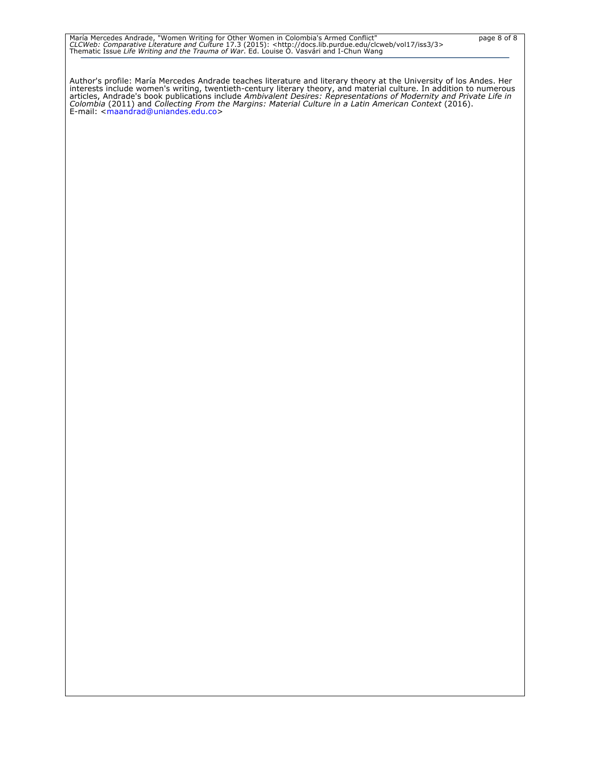Author's profile: María Mercedes Andrade teaches literature and literary theory at the University of los Andes. Her interests include women's writing, twentieth-century literary theory, and material culture. In addition to numerous articles, Andrade's book publications include *Ambivalent Desires: Representations of Modernity and Private Life in Colombia* (2011) and *Collecting From the Margins: Material Culture in a Latin American Context* (2016).
E-mail: <maandrad@uniandes.edu.co>